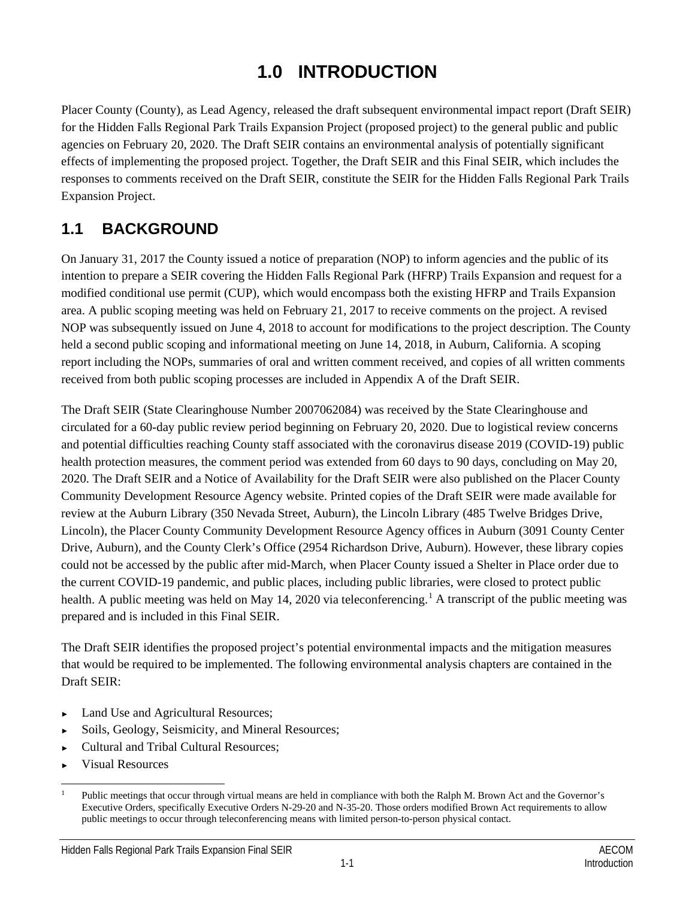# 1.0 INTRODUCTION

Placer County (County), as Lead Agency, released the draft subsequent environmental impact report (Draft SEIR) for the Hidden Falls Regional Park Trails Expansion Project (proposed project) to the general public and public agencies on February 20, 2020. The Draft SEIR contains an environmental analysis of potentially significant effects of implementing the proposed project. Together, the Draft SEIR and this Final SEIR, which includes the responses to comments received on the Draft SEIR, constitute the SEIR for the Hidden Falls Regional Park Trails Expansion Project.

## 1.1 BACKGROUND

On January 31, 2017 the County issued a notice of preparation (NOP) to inform agencies and the public of its intention to prepare a SEIR covering the Hidden Falls Regional Park (HFRP) Trails Expansion and request for a modified conditional use permit (CUP), which would encompass both the existing HFRP and Trails Expansion area. A public scoping meeting was held on February 21, 2017 to receive comments on the project. A revised NOP was subsequently issued on June 4, 2018 to account for modifications to the project description. The County held a second public scoping and informational meeting on June 14, 2018, in Auburn, California. A scoping report including the NOPs, summaries of oral and written comment received, and copies of all written comments received from both public scoping processes are included in Appendix A of the Draft SEIR.

The Draft SEIR (State Clearinghouse Number 2007062084) was received by the State Clearinghouse and circulated for a 60-day public review period beginning on February 20, 2020. Due to logistical review concerns and potential difficulties reaching County staff associated with the coronavirus disease 2019 (COVID-19) public health protection measures, the comment period was extended from 60 days to 90 days, concluding on May 20, 2020. The Draft SEIR and a Notice of Availability for the Draft SEIR were also published on the Placer County Community Development Resource Agency website. Printed copies of the Draft SEIR were made available for review at the Auburn Library (350 Nevada Street, Auburn), the Lincoln Library (485 Twelve Bridges Drive, Lincoln), the Placer County Community Development Resource Agency offices in Auburn (3091 County Center Drive, Auburn), and the County Clerk's Office (2954 Richardson Drive, Auburn). However, these library copies could not be accessed by the public after mid-March, when Placer County issued a Shelter in Place order due to the current COVID-19 pandemic, and public places, including public libraries, were closed to protect public health. A public meeting was held on May 14, 2020 via teleconferencing.[1] A transcript of the public meeting was prepared and is included in this Final SEIR.

The Draft SEIR identifies the proposed project's potential environmental impacts and the mitigation measures that would be required to be implemented. The following environmental analysis chapters are contained in the Draft SEIR:

- Land Use and Agricultural Resources;
- Soils, Geology, Seismicity, and Mineral Resources;
- Cultural and Tribal Cultural Resources;
- Visual Resources

[1] Public meetings that occur through virtual means are held in compliance with both the Ralph M. Brown Act and the Governor's Executive Orders, specifically Executive Orders N-29-20 and N-35-20. Those orders modified Brown Act requirements to allow public meetings to occur through teleconferencing means with limited person-to-person physical contact.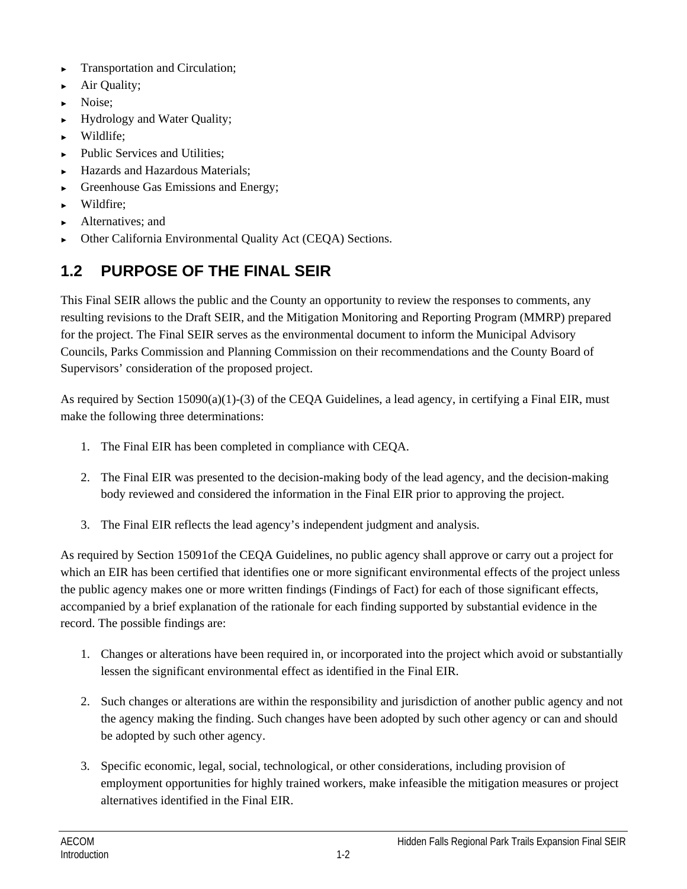- Transportation and Circulation;
- Air Quality;
- Noise;
- Hydrology and Water Quality;
- Wildlife;
- Public Services and Utilities;
- Hazards and Hazardous Materials;
- Greenhouse Gas Emissions and Energy;
- Wildfire;
- Alternatives; and
- Other California Environmental Quality Act (CEQA) Sections.

## 1.2 PURPOSE OF THE FINAL SEIR

This Final SEIR allows the public and the County an opportunity to review the responses to comments, any resulting revisions to the Draft SEIR, and the Mitigation Monitoring and Reporting Program (MMRP) prepared for the project. The Final SEIR serves as the environmental document to inform the Municipal Advisory Councils, Parks Commission and Planning Commission on their recommendations and the County Board of Supervisors' consideration of the proposed project.

As required by Section 15090(a)(1)-(3) of the CEQA Guidelines, a lead agency, in certifying a Final EIR, must make the following three determinations:

1. The Final EIR has been completed in compliance with CEQA.

2. The Final EIR was presented to the decision-making body of the lead agency, and the decision-making body reviewed and considered the information in the Final EIR prior to approving the project.

3. The Final EIR reflects the lead agency's independent judgment and analysis.

As required by Section 15091of the CEQA Guidelines, no public agency shall approve or carry out a project for which an EIR has been certified that identifies one or more significant environmental effects of the project unless the public agency makes one or more written findings (Findings of Fact) for each of those significant effects, accompanied by a brief explanation of the rationale for each finding supported by substantial evidence in the record. The possible findings are:

1. Changes or alterations have been required in, or incorporated into the project which avoid or substantially lessen the significant environmental effect as identified in the Final EIR.

2. Such changes or alterations are within the responsibility and jurisdiction of another public agency and not the agency making the finding. Such changes have been adopted by such other agency or can and should be adopted by such other agency.

3. Specific economic, legal, social, technological, or other considerations, including provision of employment opportunities for highly trained workers, make infeasible the mitigation measures or project alternatives identified in the Final EIR.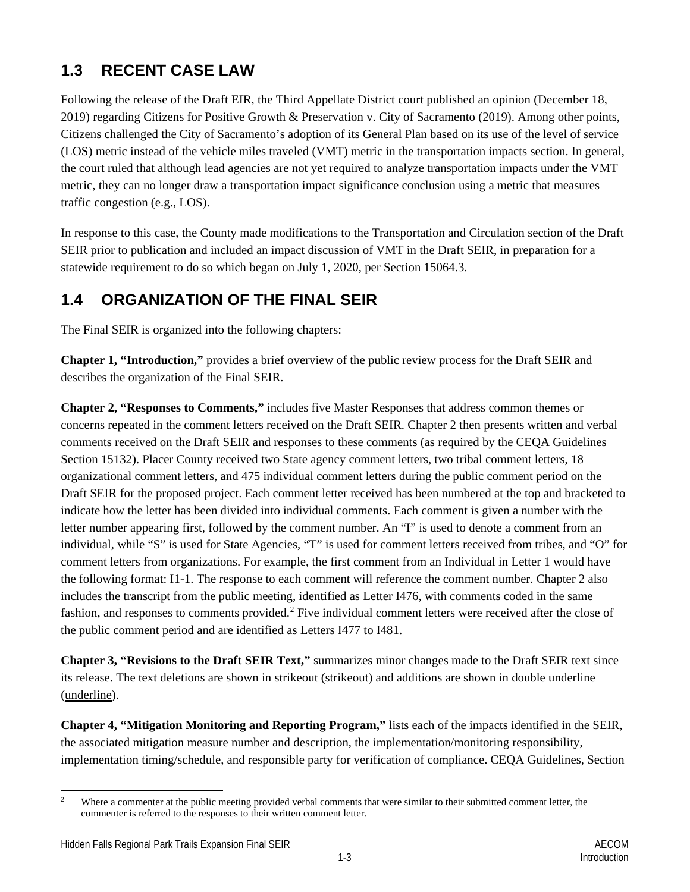## 1.3 RECENT CASE LAW

Following the release of the Draft EIR, the Third Appellate District court published an opinion (December 18, 2019) regarding Citizens for Positive Growth & Preservation v. City of Sacramento (2019). Among other points, Citizens challenged the City of Sacramento's adoption of its General Plan based on its use of the level of service (LOS) metric instead of the vehicle miles traveled (VMT) metric in the transportation impacts section. In general, the court ruled that although lead agencies are not yet required to analyze transportation impacts under the VMT metric, they can no longer draw a transportation impact significance conclusion using a metric that measures traffic congestion (e.g., LOS).

In response to this case, the County made modifications to the Transportation and Circulation section of the Draft SEIR prior to publication and included an impact discussion of VMT in the Draft SEIR, in preparation for a statewide requirement to do so which began on July 1, 2020, per Section 15064.3.

## 1.4 ORGANIZATION OF THE FINAL SEIR

The Final SEIR is organized into the following chapters:

**Chapter 1, "Introduction,"** provides a brief overview of the public review process for the Draft SEIR and describes the organization of the Final SEIR.

**Chapter 2, "Responses to Comments,"** includes five Master Responses that address common themes or concerns repeated in the comment letters received on the Draft SEIR. Chapter 2 then presents written and verbal comments received on the Draft SEIR and responses to these comments (as required by the CEQA Guidelines Section 15132). Placer County received two State agency comment letters, two tribal comment letters, 18 organizational comment letters, and 475 individual comment letters during the public comment period on the Draft SEIR for the proposed project. Each comment letter received has been numbered at the top and bracketed to indicate how the letter has been divided into individual comments. Each comment is given a number with the letter number appearing first, followed by the comment number. An "I" is used to denote a comment from an individual, while "S" is used for State Agencies, "T" is used for comment letters received from tribes, and "O" for comment letters from organizations. For example, the first comment from an Individual in Letter 1 would have the following format: I1-1. The response to each comment will reference the comment number. Chapter 2 also includes the transcript from the public meeting, identified as Letter I476, with comments coded in the same fashion, and responses to comments provided.[2] Five individual comment letters were received after the close of the public comment period and are identified as Letters I477 to I481.

**Chapter 3, "Revisions to the Draft SEIR Text,"** summarizes minor changes made to the Draft SEIR text since its release. The text deletions are shown in strikeout (~~strikeout~~) and additions are shown in double underline (<u>underline</u>).

**Chapter 4, "Mitigation Monitoring and Reporting Program,"** lists each of the impacts identified in the SEIR, the associated mitigation measure number and description, the implementation/monitoring responsibility, implementation timing/schedule, and responsible party for verification of compliance. CEQA Guidelines, Section

---

[2] Where a commenter at the public meeting provided verbal comments that were similar to their submitted comment letter, the commenter is referred to the responses to their written comment letter.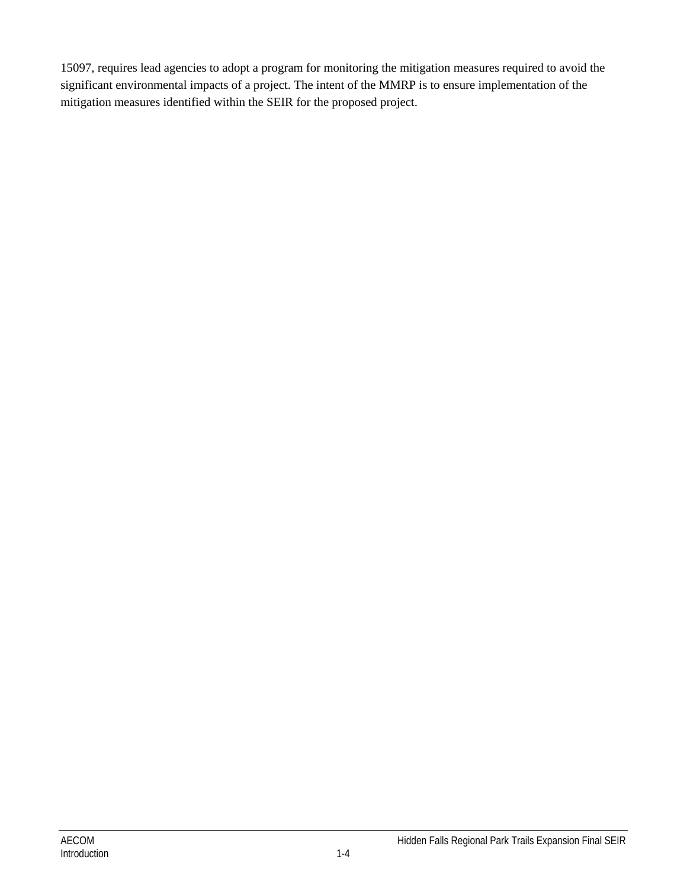15097, requires lead agencies to adopt a program for monitoring the mitigation measures required to avoid the significant environmental impacts of a project. The intent of the MMRP is to ensure implementation of the mitigation measures identified within the SEIR for the proposed project.